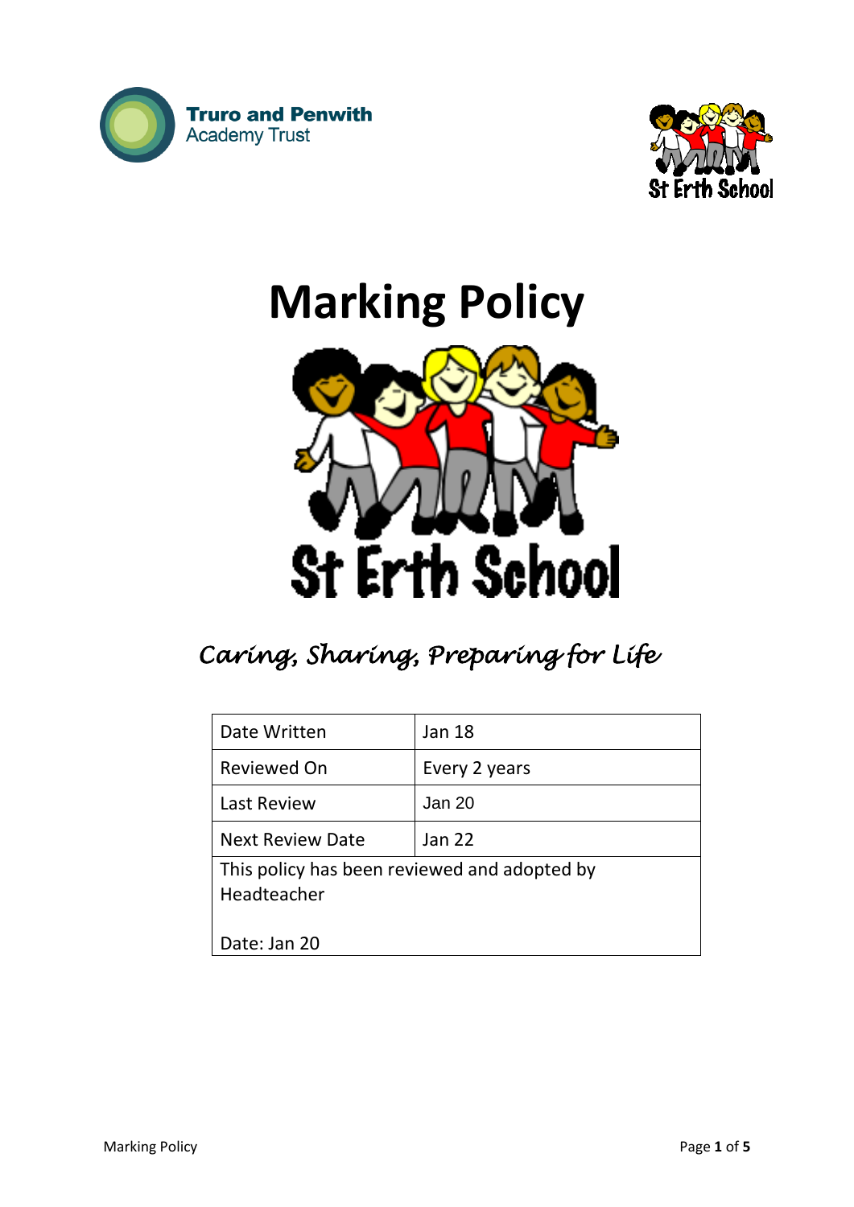Truro and Penwith Academy Trust

St Erth School

# Marking Policy

St Erth School

*Caring, Sharing, Preparing for Life*

| Date Written | Jan 18 |
|---|---|
| Reviewed On | Every 2 years |
| Last Review | Jan 20 |
| Next Review Date | Jan 22 |
| This policy has been reviewed and adopted by Headteacher<br><br>Date: Jan 20 | |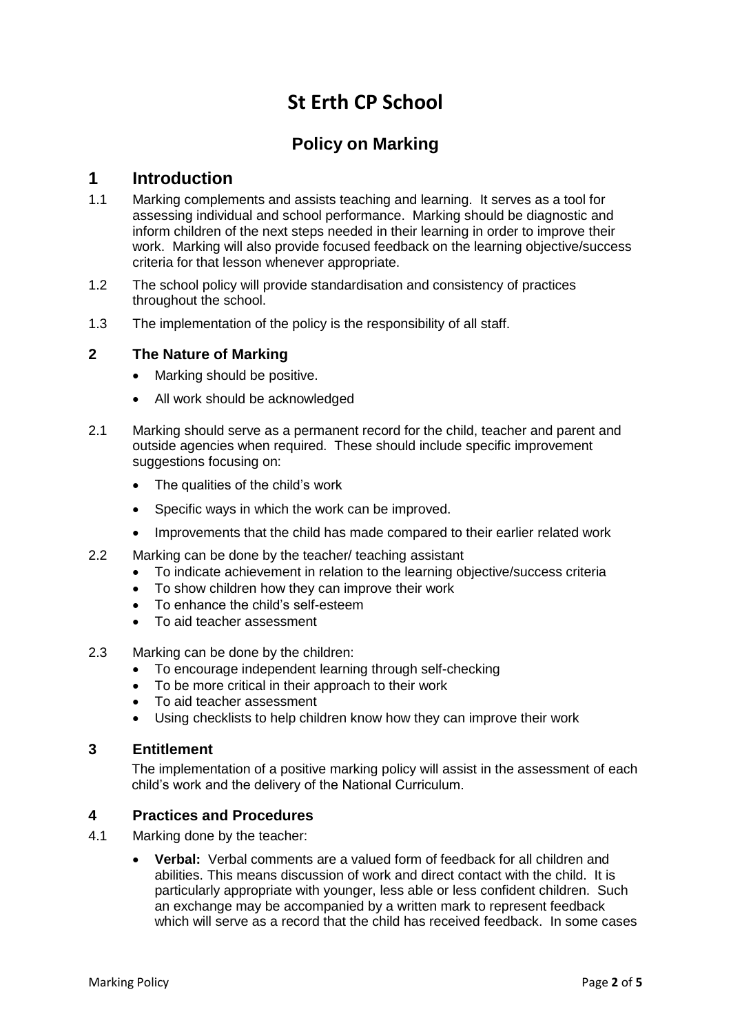# St Erth CP School

## Policy on Marking

## 1 Introduction

1.1 Marking complements and assists teaching and learning. It serves as a tool for assessing individual and school performance. Marking should be diagnostic and inform children of the next steps needed in their learning in order to improve their work. Marking will also provide focused feedback on the learning objective/success criteria for that lesson whenever appropriate.

1.2 The school policy will provide standardisation and consistency of practices throughout the school.

1.3 The implementation of the policy is the responsibility of all staff.

### 2 The Nature of Marking

- Marking should be positive.
- All work should be acknowledged

2.1 Marking should serve as a permanent record for the child, teacher and parent and outside agencies when required. These should include specific improvement suggestions focusing on:

- The qualities of the child's work
- Specific ways in which the work can be improved.
- Improvements that the child has made compared to their earlier related work

2.2 Marking can be done by the teacher/ teaching assistant

- To indicate achievement in relation to the learning objective/success criteria
- To show children how they can improve their work
- To enhance the child's self-esteem
- To aid teacher assessment

2.3 Marking can be done by the children:

- To encourage independent learning through self-checking
- To be more critical in their approach to their work
- To aid teacher assessment
- Using checklists to help children know how they can improve their work

### 3 Entitlement

The implementation of a positive marking policy will assist in the assessment of each child's work and the delivery of the National Curriculum.

### 4 Practices and Procedures

4.1 Marking done by the teacher:

- **Verbal:** Verbal comments are a valued form of feedback for all children and abilities. This means discussion of work and direct contact with the child. It is particularly appropriate with younger, less able or less confident children. Such an exchange may be accompanied by a written mark to represent feedback which will serve as a record that the child has received feedback. In some cases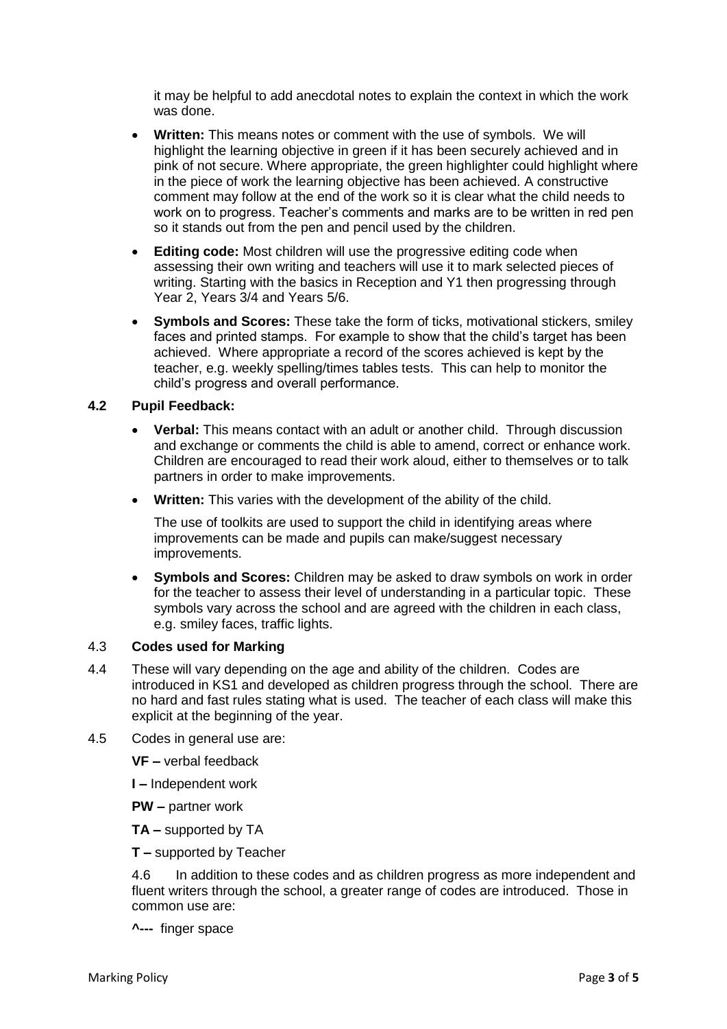it may be helpful to add anecdotal notes to explain the context in which the work was done.

- **Written:** This means notes or comment with the use of symbols. We will highlight the learning objective in green if it has been securely achieved and in pink of not secure. Where appropriate, the green highlighter could highlight where in the piece of work the learning objective has been achieved. A constructive comment may follow at the end of the work so it is clear what the child needs to work on to progress. Teacher's comments and marks are to be written in red pen so it stands out from the pen and pencil used by the children.
- **Editing code:** Most children will use the progressive editing code when assessing their own writing and teachers will use it to mark selected pieces of writing. Starting with the basics in Reception and Y1 then progressing through Year 2, Years 3/4 and Years 5/6.
- **Symbols and Scores:** These take the form of ticks, motivational stickers, smiley faces and printed stamps. For example to show that the child's target has been achieved. Where appropriate a record of the scores achieved is kept by the teacher, e.g. weekly spelling/times tables tests. This can help to monitor the child's progress and overall performance.

**4.2 Pupil Feedback:**

- **Verbal:** This means contact with an adult or another child. Through discussion and exchange or comments the child is able to amend, correct or enhance work. Children are encouraged to read their work aloud, either to themselves or to talk partners in order to make improvements.
- **Written:** This varies with the development of the ability of the child.

  The use of toolkits are used to support the child in identifying areas where improvements can be made and pupils can make/suggest necessary improvements.
- **Symbols and Scores:** Children may be asked to draw symbols on work in order for the teacher to assess their level of understanding in a particular topic. These symbols vary across the school and are agreed with the children in each class, e.g. smiley faces, traffic lights.

4.3 **Codes used for Marking**

4.4 These will vary depending on the age and ability of the children. Codes are introduced in KS1 and developed as children progress through the school. There are no hard and fast rules stating what is used. The teacher of each class will make this explicit at the beginning of the year.

4.5 Codes in general use are:

**VF –** verbal feedback

**I –** Independent work

**PW –** partner work

**TA –** supported by TA

**T –** supported by Teacher

4.6 In addition to these codes and as children progress as more independent and fluent writers through the school, a greater range of codes are introduced. Those in common use are:

**^---** finger space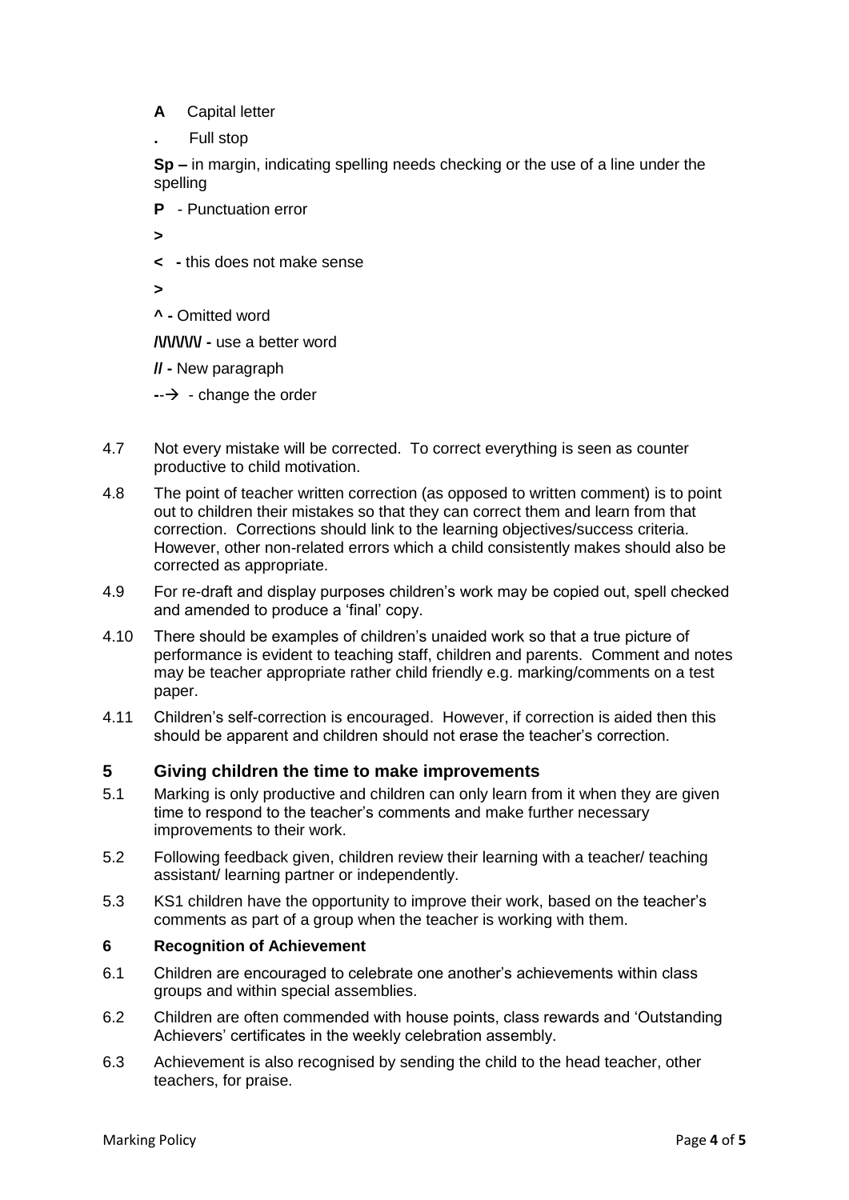**A** Capital letter

**.** Full stop

**Sp –** in margin, indicating spelling needs checking or the use of a line under the spelling

**P** - Punctuation error

**>**

**< -** this does not make sense

**>**

**^ -** Omitted word

**/\/\/\/\/\/ -** use a better word

**// -** New paragraph

**--→** - change the order

4.7 Not every mistake will be corrected. To correct everything is seen as counter productive to child motivation.

4.8 The point of teacher written correction (as opposed to written comment) is to point out to children their mistakes so that they can correct them and learn from that correction. Corrections should link to the learning objectives/success criteria. However, other non-related errors which a child consistently makes should also be corrected as appropriate.

4.9 For re-draft and display purposes children's work may be copied out, spell checked and amended to produce a 'final' copy.

4.10 There should be examples of children's unaided work so that a true picture of performance is evident to teaching staff, children and parents. Comment and notes may be teacher appropriate rather child friendly e.g. marking/comments on a test paper.

4.11 Children's self-correction is encouraged. However, if correction is aided then this should be apparent and children should not erase the teacher's correction.

## 5 Giving children the time to make improvements

5.1 Marking is only productive and children can only learn from it when they are given time to respond to the teacher's comments and make further necessary improvements to their work.

5.2 Following feedback given, children review their learning with a teacher/ teaching assistant/ learning partner or independently.

5.3 KS1 children have the opportunity to improve their work, based on the teacher's comments as part of a group when the teacher is working with them.

### 6 Recognition of Achievement

6.1 Children are encouraged to celebrate one another's achievements within class groups and within special assemblies.

6.2 Children are often commended with house points, class rewards and 'Outstanding Achievers' certificates in the weekly celebration assembly.

6.3 Achievement is also recognised by sending the child to the head teacher, other teachers, for praise.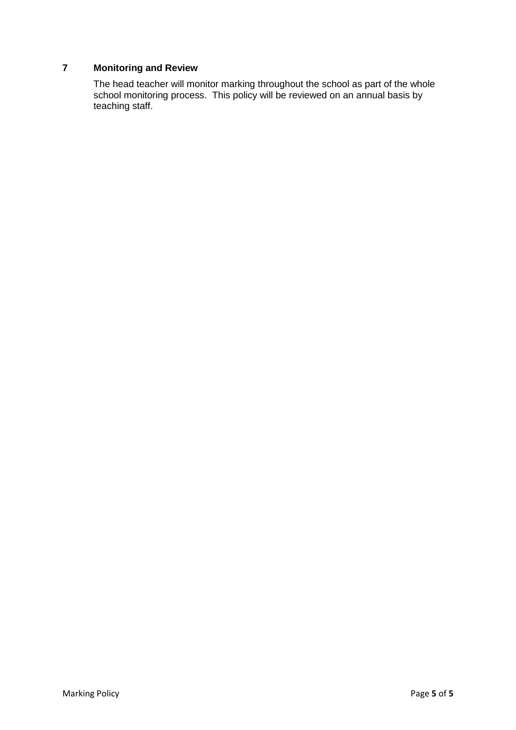## 7 Monitoring and Review

The head teacher will monitor marking throughout the school as part of the whole school monitoring process. This policy will be reviewed on an annual basis by teaching staff.